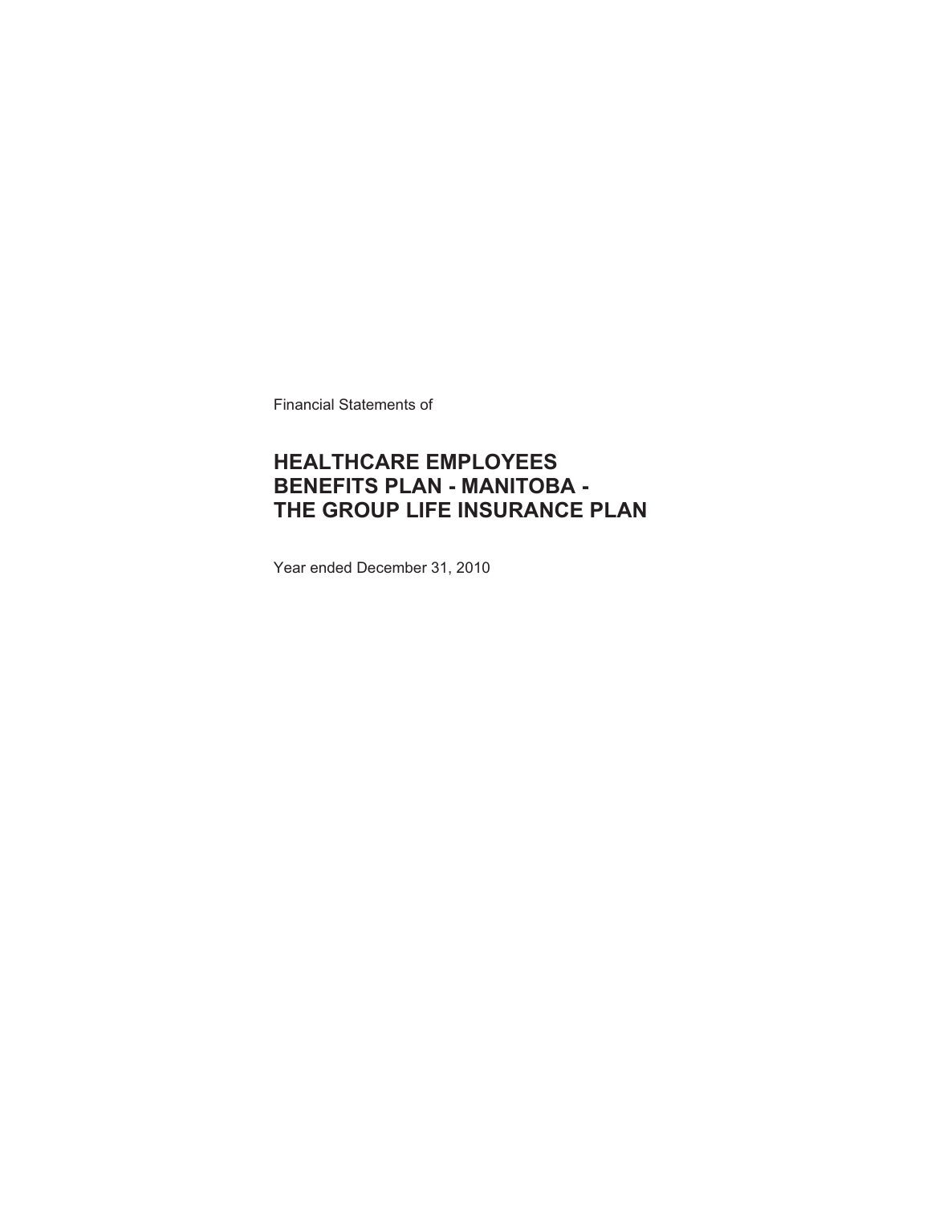Financial Statements of

# HEALTHCARE EMPLOYEES BENEFITS PLAN - MANITOBA - THE GROUP LIFE INSURANCE PLAN

Year ended December 31, 2010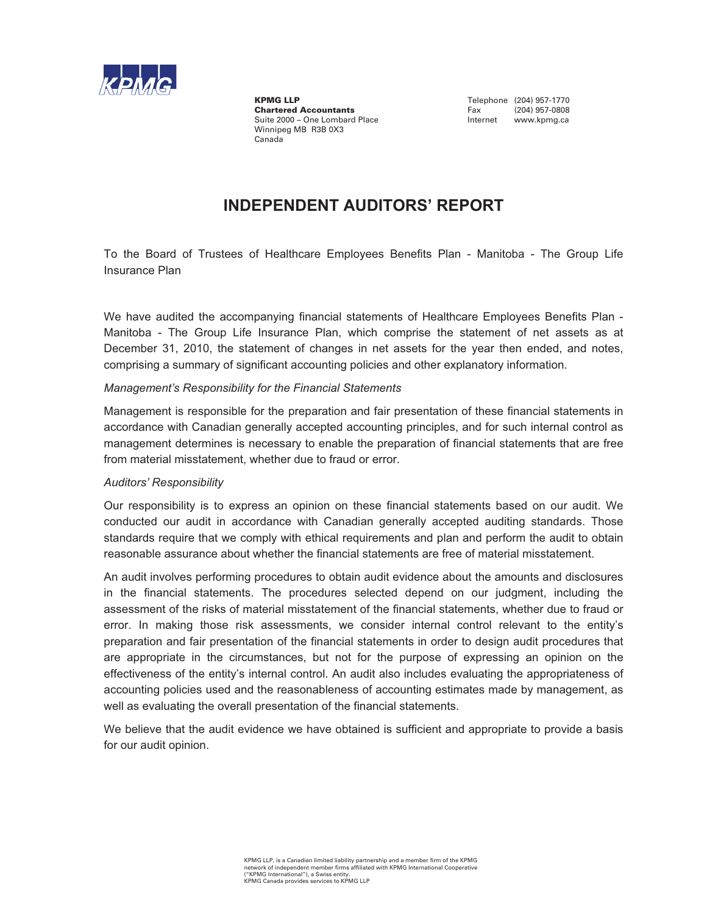**KPMG LLP**
**Chartered Accountants**
Suite 2000 – One Lombard Place
Winnipeg MB R3B 0X3
Canada

Telephone (204) 957-1770
Fax (204) 957-0808
Internet www.kpmg.ca

# INDEPENDENT AUDITORS' REPORT

To the Board of Trustees of Healthcare Employees Benefits Plan - Manitoba - The Group Life Insurance Plan

We have audited the accompanying financial statements of Healthcare Employees Benefits Plan - Manitoba - The Group Life Insurance Plan, which comprise the statement of net assets as at December 31, 2010, the statement of changes in net assets for the year then ended, and notes, comprising a summary of significant accounting policies and other explanatory information.

*Management's Responsibility for the Financial Statements*

Management is responsible for the preparation and fair presentation of these financial statements in accordance with Canadian generally accepted accounting principles, and for such internal control as management determines is necessary to enable the preparation of financial statements that are free from material misstatement, whether due to fraud or error.

*Auditors' Responsibility*

Our responsibility is to express an opinion on these financial statements based on our audit. We conducted our audit in accordance with Canadian generally accepted auditing standards. Those standards require that we comply with ethical requirements and plan and perform the audit to obtain reasonable assurance about whether the financial statements are free of material misstatement.

An audit involves performing procedures to obtain audit evidence about the amounts and disclosures in the financial statements. The procedures selected depend on our judgment, including the assessment of the risks of material misstatement of the financial statements, whether due to fraud or error. In making those risk assessments, we consider internal control relevant to the entity's preparation and fair presentation of the financial statements in order to design audit procedures that are appropriate in the circumstances, but not for the purpose of expressing an opinion on the effectiveness of the entity's internal control. An audit also includes evaluating the appropriateness of accounting policies used and the reasonableness of accounting estimates made by management, as well as evaluating the overall presentation of the financial statements.

We believe that the audit evidence we have obtained is sufficient and appropriate to provide a basis for our audit opinion.

KPMG LLP, is a Canadian limited liability partnership and a member firm of the KPMG network of independent member firms affiliated with KPMG International Cooperative ("KPMG International"), a Swiss entity.
KPMG Canada provides services to KPMG LLP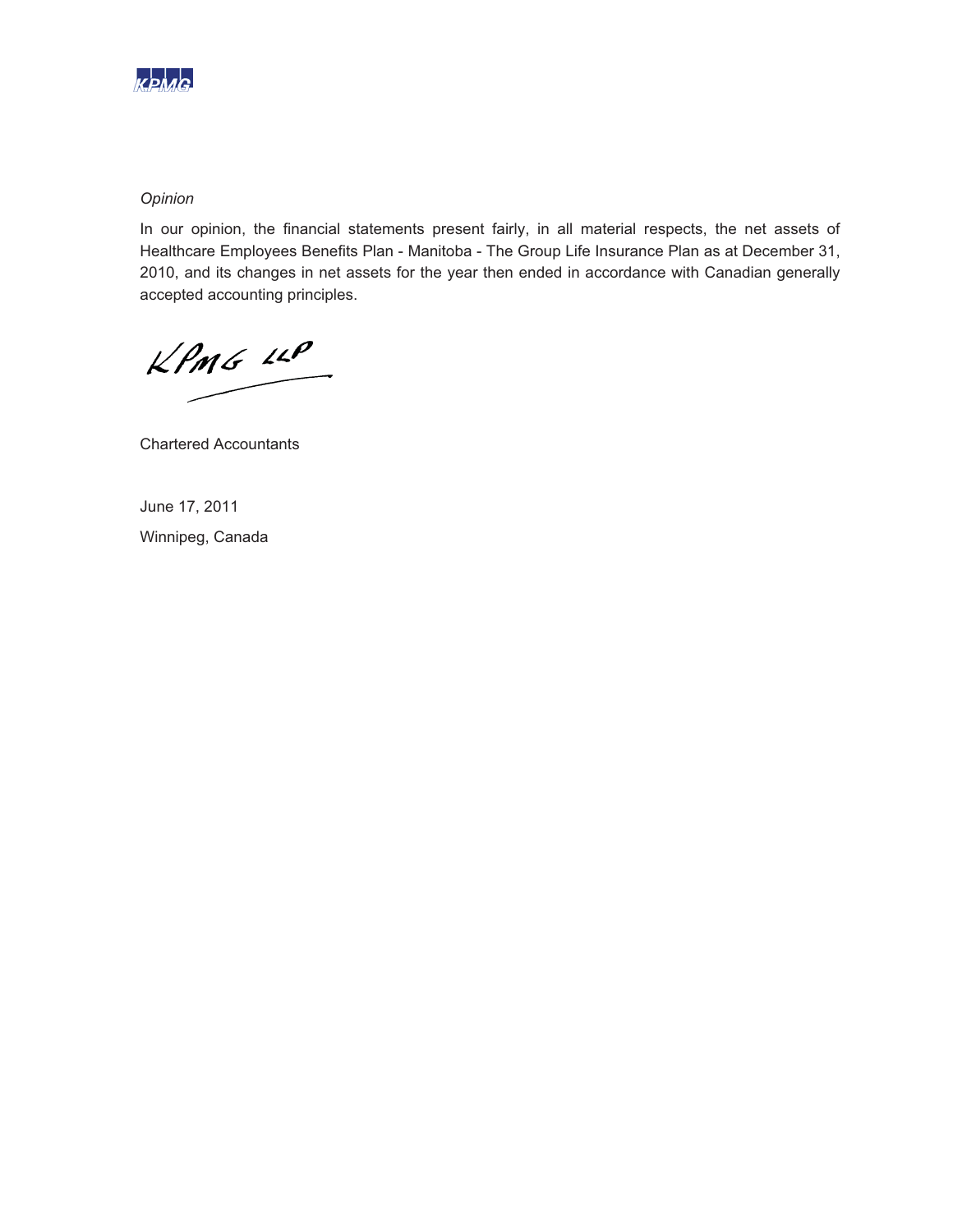*Opinion*

In our opinion, the financial statements present fairly, in all material respects, the net assets of Healthcare Employees Benefits Plan - Manitoba - The Group Life Insurance Plan as at December 31, 2010, and its changes in net assets for the year then ended in accordance with Canadian generally accepted accounting principles.

KPMG LLP

Chartered Accountants

June 17, 2011

Winnipeg, Canada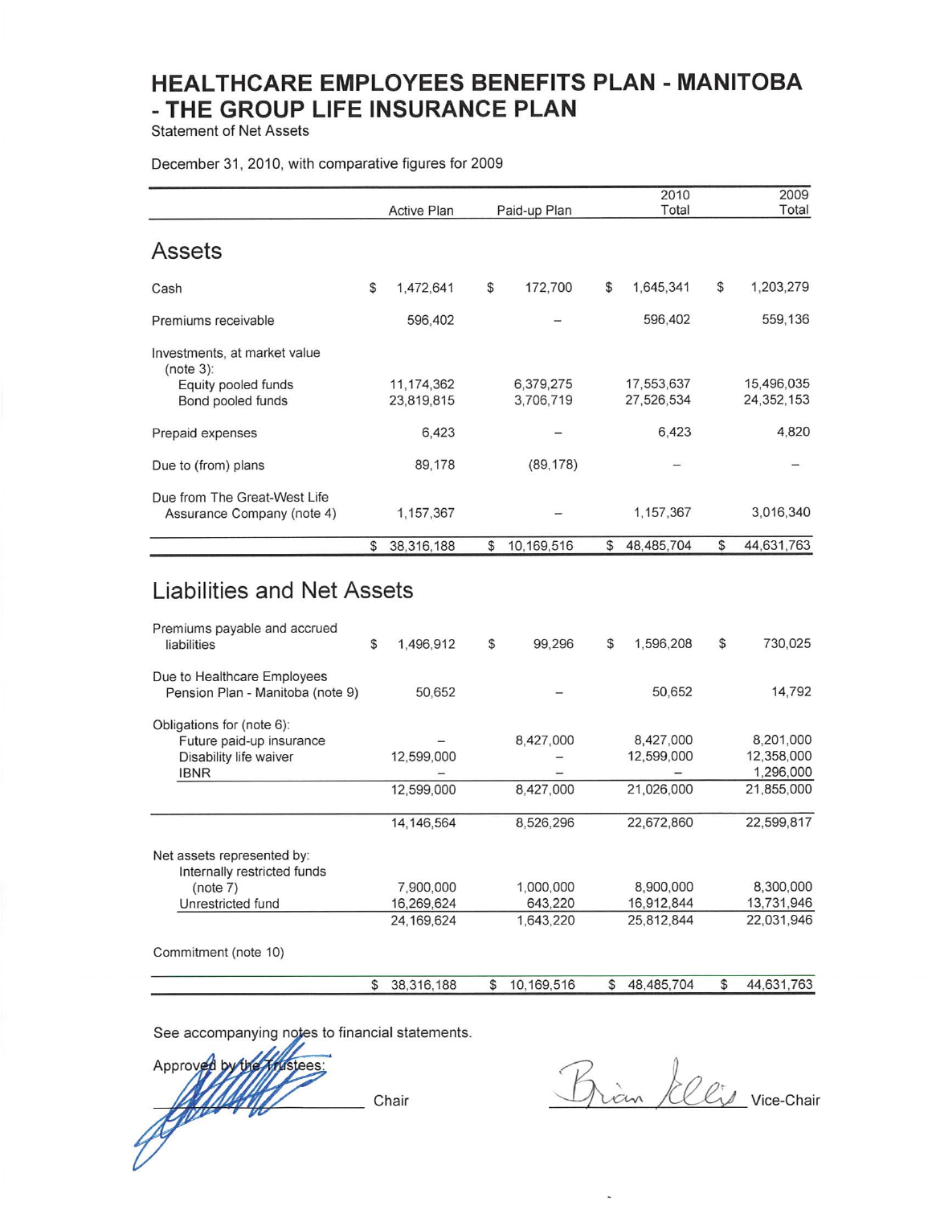# HEALTHCARE EMPLOYEES BENEFITS PLAN - MANITOBA - THE GROUP LIFE INSURANCE PLAN

Statement of Net Assets

December 31, 2010, with comparative figures for 2009

| | Active Plan | Paid-up Plan | 2010 Total | 2009 Total |
|---|---|---|---|---|
| **Assets** | | | | |
| Cash | $ 1,472,641 | $ 172,700 | $ 1,645,341 | $ 1,203,279 |
| Premiums receivable | 596,402 | – | 596,402 | 559,136 |
| Investments, at market value (note 3): | | | | |
| Equity pooled funds | 11,174,362 | 6,379,275 | 17,553,637 | 15,496,035 |
| Bond pooled funds | 23,819,815 | 3,706,719 | 27,526,534 | 24,352,153 |
| Prepaid expenses | 6,423 | – | 6,423 | 4,820 |
| Due to (from) plans | 89,178 | (89,178) | – | – |
| Due from The Great-West Life Assurance Company (note 4) | 1,157,367 | – | 1,157,367 | 3,016,340 |
| | $ 38,316,188 | $ 10,169,516 | $ 48,485,704 | $ 44,631,763 |
| **Liabilities and Net Assets** | | | | |
| Premiums payable and accrued liabilities | $ 1,496,912 | $ 99,296 | $ 1,596,208 | $ 730,025 |
| Due to Healthcare Employees Pension Plan - Manitoba (note 9) | 50,652 | – | 50,652 | 14,792 |
| Obligations for (note 6): | | | | |
| Future paid-up insurance | – | 8,427,000 | 8,427,000 | 8,201,000 |
| Disability life waiver | 12,599,000 | – | 12,599,000 | 12,358,000 |
| IBNR | – | – | – | 1,296,000 |
| | 12,599,000 | 8,427,000 | 21,026,000 | 21,855,000 |
| | 14,146,564 | 8,526,296 | 22,672,860 | 22,599,817 |
| Net assets represented by: | | | | |
| Internally restricted funds (note 7) | 7,900,000 | 1,000,000 | 8,900,000 | 8,300,000 |
| Unrestricted fund | 16,269,624 | 643,220 | 16,912,844 | 13,731,946 |
| | 24,169,624 | 1,643,220 | 25,812,844 | 22,031,946 |
| Commitment (note 10) | | | | |
| | $ 38,316,188 | $ 10,169,516 | $ 48,485,704 | $ 44,631,763 |

See accompanying notes to financial statements.

Approved by the Trustees:

_______________ Chair

_______________ Vice-Chair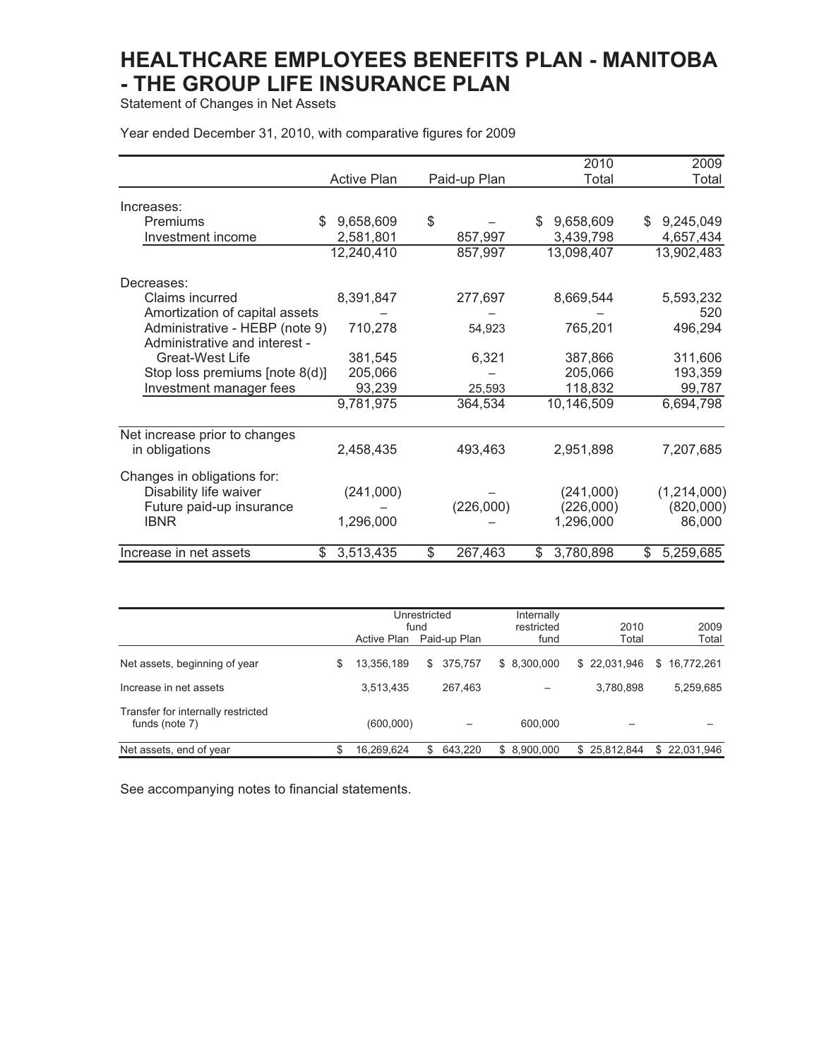# HEALTHCARE EMPLOYEES BENEFITS PLAN - MANITOBA - THE GROUP LIFE INSURANCE PLAN

Statement of Changes in Net Assets

Year ended December 31, 2010, with comparative figures for 2009

| | Active Plan | Paid-up Plan | 2010 Total | 2009 Total |
|---|---|---|---|---|
| Increases: | | | | |
| Premiums | $ 9,658,609 | $ – | $ 9,658,609 | $ 9,245,049 |
| Investment income | 2,581,801 | 857,997 | 3,439,798 | 4,657,434 |
| | 12,240,410 | 857,997 | 13,098,407 | 13,902,483 |
| Decreases: | | | | |
| Claims incurred | 8,391,847 | 277,697 | 8,669,544 | 5,593,232 |
| Amortization of capital assets | – | – | – | 520 |
| Administrative - HEBP (note 9) | 710,278 | 54,923 | 765,201 | 496,294 |
| Administrative and interest - Great-West Life | 381,545 | 6,321 | 387,866 | 311,606 |
| Stop loss premiums [note 8(d)] | 205,066 | – | 205,066 | 193,359 |
| Investment manager fees | 93,239 | 25,593 | 118,832 | 99,787 |
| | 9,781,975 | 364,534 | 10,146,509 | 6,694,798 |
| Net increase prior to changes in obligations | 2,458,435 | 493,463 | 2,951,898 | 7,207,685 |
| Changes in obligations for: | | | | |
| Disability life waiver | (241,000) | – | (241,000) | (1,214,000) |
| Future paid-up insurance | – | (226,000) | (226,000) | (820,000) |
| IBNR | 1,296,000 | – | 1,296,000 | 86,000 |
| Increase in net assets | $ 3,513,435 | $ 267,463 | $ 3,780,898 | $ 5,259,685 |

| | Unrestricted fund | | Internally restricted fund | 2010 Total | 2009 Total |
|---|---|---|---|---|---|
| | Active Plan | Paid-up Plan | | | |
| Net assets, beginning of year | $ 13,356,189 | $ 375,757 | $ 8,300,000 | $ 22,031,946 | $ 16,772,261 |
| Increase in net assets | 3,513,435 | 267,463 | – | 3,780,898 | 5,259,685 |
| Transfer for internally restricted funds (note 7) | (600,000) | – | 600,000 | – | – |
| Net assets, end of year | $ 16,269,624 | $ 643,220 | $ 8,900,000 | $ 25,812,844 | $ 22,031,946 |

See accompanying notes to financial statements.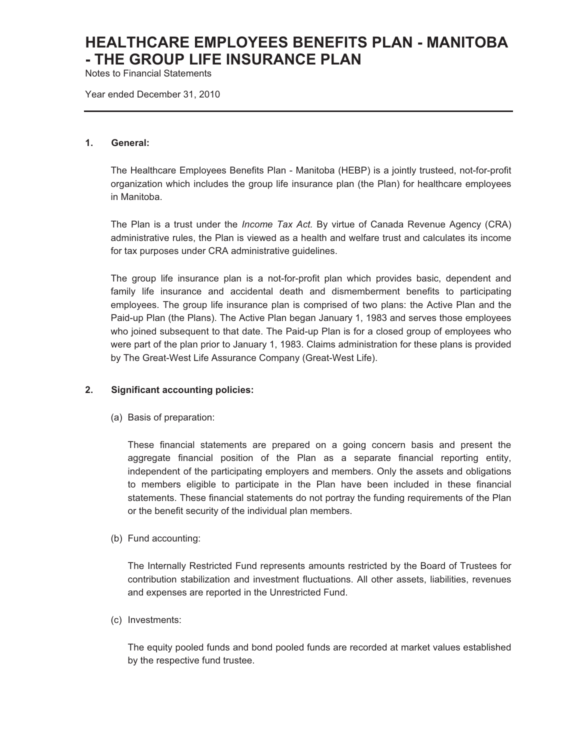# HEALTHCARE EMPLOYEES BENEFITS PLAN - MANITOBA - THE GROUP LIFE INSURANCE PLAN

Notes to Financial Statements

Year ended December 31, 2010

## 1. General:

The Healthcare Employees Benefits Plan - Manitoba (HEBP) is a jointly trusteed, not-for-profit organization which includes the group life insurance plan (the Plan) for healthcare employees in Manitoba.

The Plan is a trust under the *Income Tax Act.* By virtue of Canada Revenue Agency (CRA) administrative rules, the Plan is viewed as a health and welfare trust and calculates its income for tax purposes under CRA administrative guidelines.

The group life insurance plan is a not-for-profit plan which provides basic, dependent and family life insurance and accidental death and dismemberment benefits to participating employees. The group life insurance plan is comprised of two plans: the Active Plan and the Paid-up Plan (the Plans). The Active Plan began January 1, 1983 and serves those employees who joined subsequent to that date. The Paid-up Plan is for a closed group of employees who were part of the plan prior to January 1, 1983. Claims administration for these plans is provided by The Great-West Life Assurance Company (Great-West Life).

## 2. Significant accounting policies:

(a) Basis of preparation:

These financial statements are prepared on a going concern basis and present the aggregate financial position of the Plan as a separate financial reporting entity, independent of the participating employers and members. Only the assets and obligations to members eligible to participate in the Plan have been included in these financial statements. These financial statements do not portray the funding requirements of the Plan or the benefit security of the individual plan members.

(b) Fund accounting:

The Internally Restricted Fund represents amounts restricted by the Board of Trustees for contribution stabilization and investment fluctuations. All other assets, liabilities, revenues and expenses are reported in the Unrestricted Fund.

(c) Investments:

The equity pooled funds and bond pooled funds are recorded at market values established by the respective fund trustee.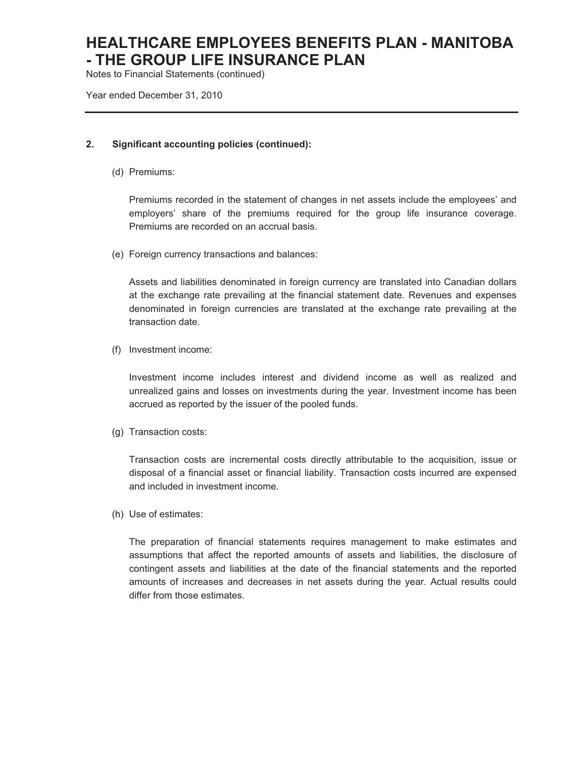## 2. Significant accounting policies (continued):

(d) Premiums:

Premiums recorded in the statement of changes in net assets include the employees' and employers' share of the premiums required for the group life insurance coverage. Premiums are recorded on an accrual basis.

(e) Foreign currency transactions and balances:

Assets and liabilities denominated in foreign currency are translated into Canadian dollars at the exchange rate prevailing at the financial statement date. Revenues and expenses denominated in foreign currencies are translated at the exchange rate prevailing at the transaction date.

(f) Investment income:

Investment income includes interest and dividend income as well as realized and unrealized gains and losses on investments during the year. Investment income has been accrued as reported by the issuer of the pooled funds.

(g) Transaction costs:

Transaction costs are incremental costs directly attributable to the acquisition, issue or disposal of a financial asset or financial liability. Transaction costs incurred are expensed and included in investment income.

(h) Use of estimates:

The preparation of financial statements requires management to make estimates and assumptions that affect the reported amounts of assets and liabilities, the disclosure of contingent assets and liabilities at the date of the financial statements and the reported amounts of increases and decreases in net assets during the year. Actual results could differ from those estimates.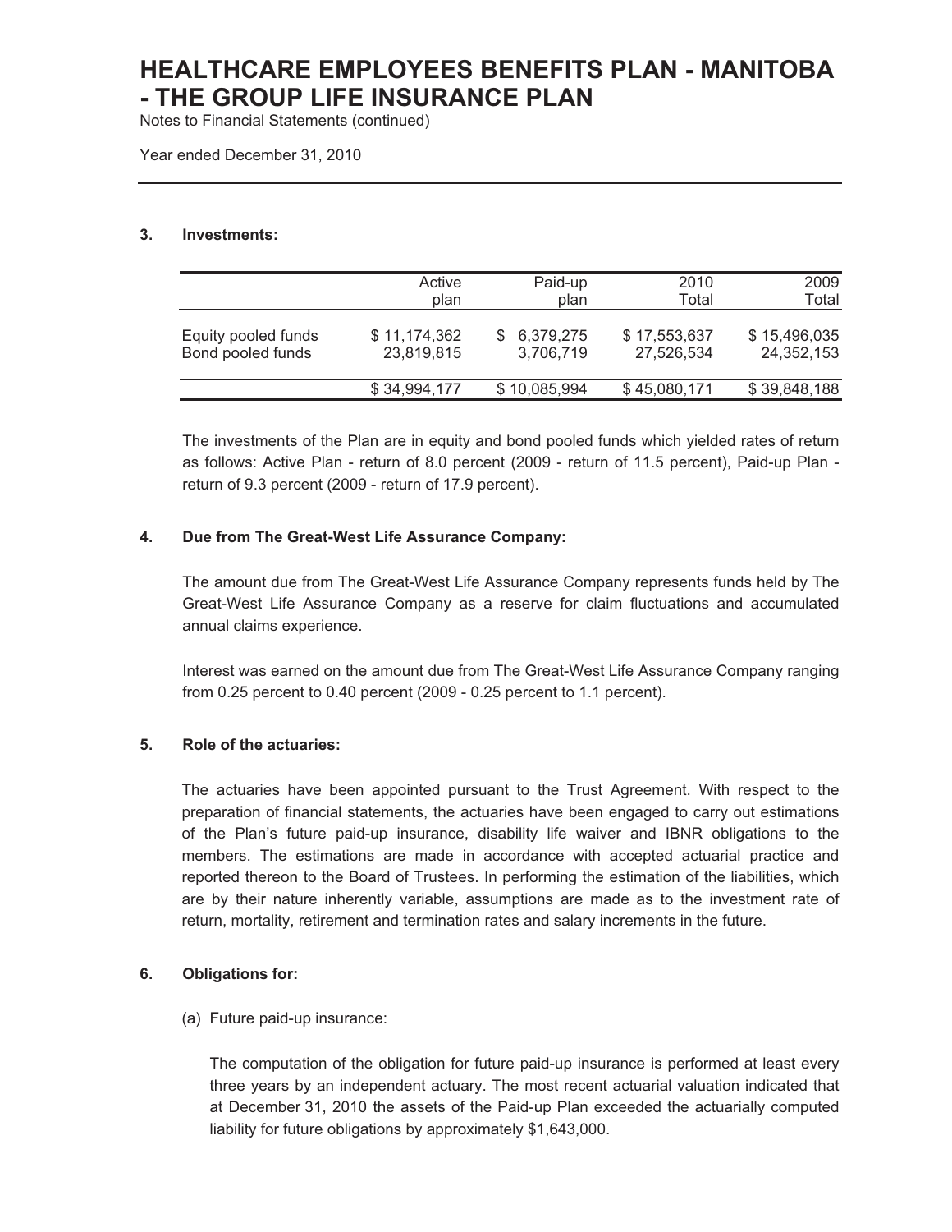# HEALTHCARE EMPLOYEES BENEFITS PLAN - MANITOBA - THE GROUP LIFE INSURANCE PLAN

Notes to Financial Statements (continued)

Year ended December 31, 2010

**3. Investments:**

| | Active plan | Paid-up plan | 2010 Total | 2009 Total |
|---|---|---|---|---|
| Equity pooled funds | $ 11,174,362 | $ 6,379,275 | $ 17,553,637 | $ 15,496,035 |
| Bond pooled funds | 23,819,815 | 3,706,719 | 27,526,534 | 24,352,153 |
| | $ 34,994,177 | $ 10,085,994 | $ 45,080,171 | $ 39,848,188 |

The investments of the Plan are in equity and bond pooled funds which yielded rates of return as follows: Active Plan - return of 8.0 percent (2009 - return of 11.5 percent), Paid-up Plan - return of 9.3 percent (2009 - return of 17.9 percent).

**4. Due from The Great-West Life Assurance Company:**

The amount due from The Great-West Life Assurance Company represents funds held by The Great-West Life Assurance Company as a reserve for claim fluctuations and accumulated annual claims experience.

Interest was earned on the amount due from The Great-West Life Assurance Company ranging from 0.25 percent to 0.40 percent (2009 - 0.25 percent to 1.1 percent).

**5. Role of the actuaries:**

The actuaries have been appointed pursuant to the Trust Agreement. With respect to the preparation of financial statements, the actuaries have been engaged to carry out estimations of the Plan's future paid-up insurance, disability life waiver and IBNR obligations to the members. The estimations are made in accordance with accepted actuarial practice and reported thereon to the Board of Trustees. In performing the estimation of the liabilities, which are by their nature inherently variable, assumptions are made as to the investment rate of return, mortality, retirement and termination rates and salary increments in the future.

**6. Obligations for:**

(a) Future paid-up insurance:

The computation of the obligation for future paid-up insurance is performed at least every three years by an independent actuary. The most recent actuarial valuation indicated that at December 31, 2010 the assets of the Paid-up Plan exceeded the actuarially computed liability for future obligations by approximately $1,643,000.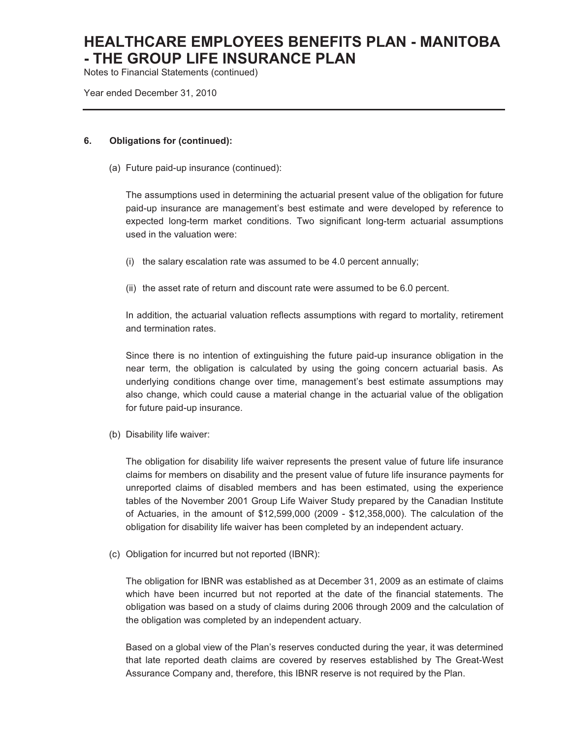# HEALTHCARE EMPLOYEES BENEFITS PLAN - MANITOBA - THE GROUP LIFE INSURANCE PLAN

Notes to Financial Statements (continued)

Year ended December 31, 2010

**6. Obligations for (continued):**

(a) Future paid-up insurance (continued):

The assumptions used in determining the actuarial present value of the obligation for future paid-up insurance are management's best estimate and were developed by reference to expected long-term market conditions. Two significant long-term actuarial assumptions used in the valuation were:

(i) the salary escalation rate was assumed to be 4.0 percent annually;

(ii) the asset rate of return and discount rate were assumed to be 6.0 percent.

In addition, the actuarial valuation reflects assumptions with regard to mortality, retirement and termination rates.

Since there is no intention of extinguishing the future paid-up insurance obligation in the near term, the obligation is calculated by using the going concern actuarial basis. As underlying conditions change over time, management's best estimate assumptions may also change, which could cause a material change in the actuarial value of the obligation for future paid-up insurance.

(b) Disability life waiver:

The obligation for disability life waiver represents the present value of future life insurance claims for members on disability and the present value of future life insurance payments for unreported claims of disabled members and has been estimated, using the experience tables of the November 2001 Group Life Waiver Study prepared by the Canadian Institute of Actuaries, in the amount of $12,599,000 (2009 - $12,358,000). The calculation of the obligation for disability life waiver has been completed by an independent actuary.

(c) Obligation for incurred but not reported (IBNR):

The obligation for IBNR was established as at December 31, 2009 as an estimate of claims which have been incurred but not reported at the date of the financial statements. The obligation was based on a study of claims during 2006 through 2009 and the calculation of the obligation was completed by an independent actuary.

Based on a global view of the Plan's reserves conducted during the year, it was determined that late reported death claims are covered by reserves established by The Great-West Assurance Company and, therefore, this IBNR reserve is not required by the Plan.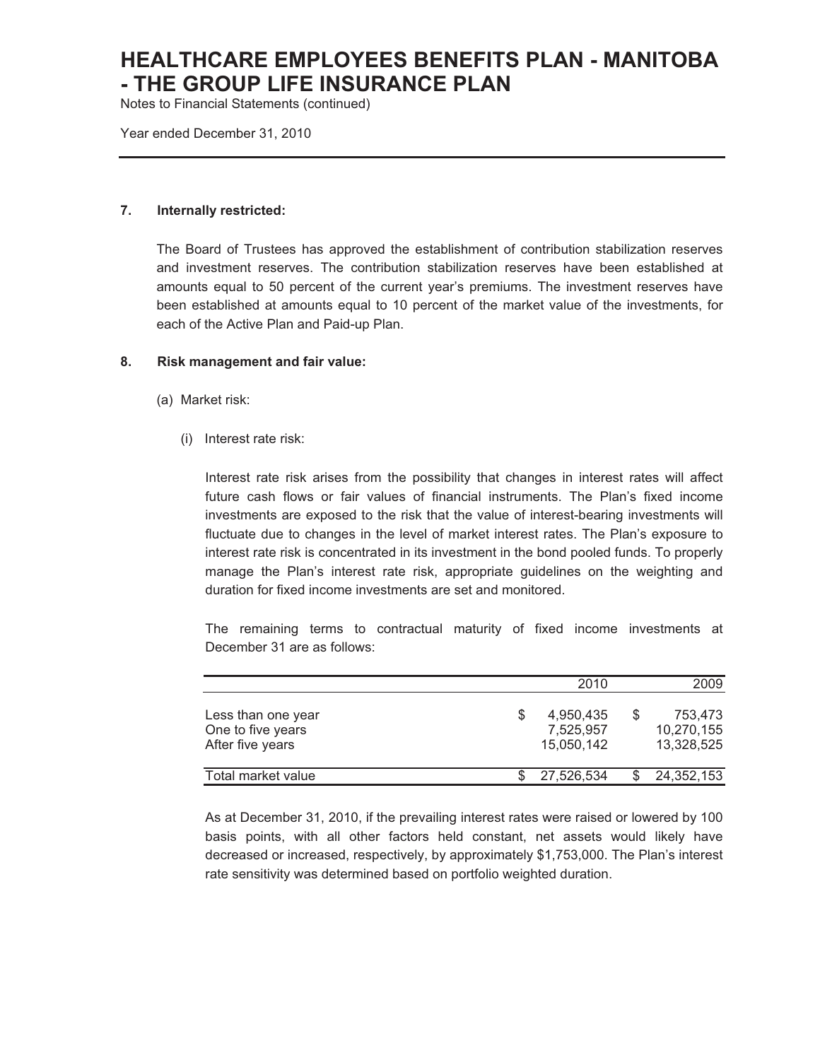# HEALTHCARE EMPLOYEES BENEFITS PLAN - MANITOBA - THE GROUP LIFE INSURANCE PLAN

Notes to Financial Statements (continued)

Year ended December 31, 2010

## 7. Internally restricted:

The Board of Trustees has approved the establishment of contribution stabilization reserves and investment reserves. The contribution stabilization reserves have been established at amounts equal to 50 percent of the current year's premiums. The investment reserves have been established at amounts equal to 10 percent of the market value of the investments, for each of the Active Plan and Paid-up Plan.

## 8. Risk management and fair value:

(a) Market risk:

(i) Interest rate risk:

Interest rate risk arises from the possibility that changes in interest rates will affect future cash flows or fair values of financial instruments. The Plan's fixed income investments are exposed to the risk that the value of interest-bearing investments will fluctuate due to changes in the level of market interest rates. The Plan's exposure to interest rate risk is concentrated in its investment in the bond pooled funds. To properly manage the Plan's interest rate risk, appropriate guidelines on the weighting and duration for fixed income investments are set and monitored.

The remaining terms to contractual maturity of fixed income investments at December 31 are as follows:

| | 2010 | 2009 |
|---|---|---|
| Less than one year | $ 4,950,435 | $ 753,473 |
| One to five years | 7,525,957 | 10,270,155 |
| After five years | 15,050,142 | 13,328,525 |
| Total market value | $ 27,526,534 | $ 24,352,153 |

As at December 31, 2010, if the prevailing interest rates were raised or lowered by 100 basis points, with all other factors held constant, net assets would likely have decreased or increased, respectively, by approximately $1,753,000. The Plan's interest rate sensitivity was determined based on portfolio weighted duration.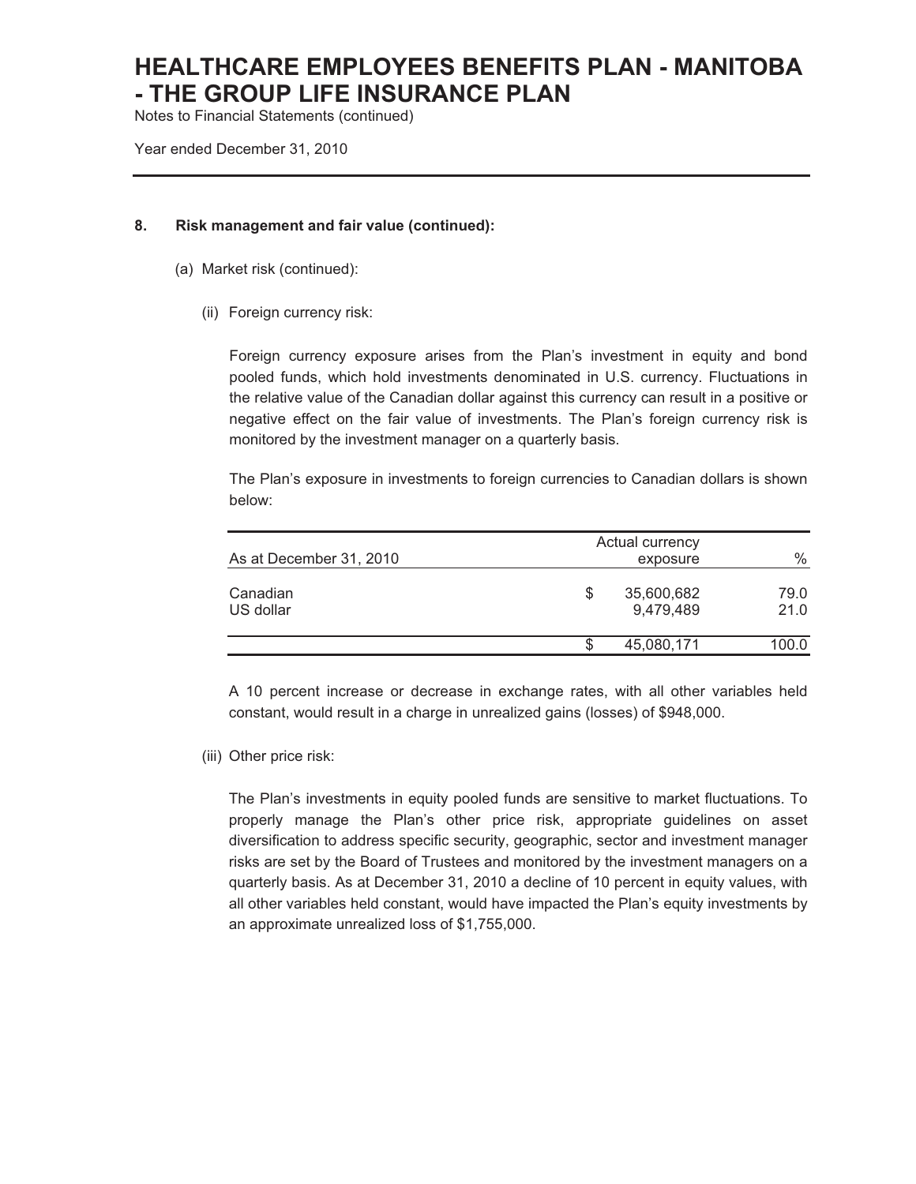# HEALTHCARE EMPLOYEES BENEFITS PLAN - MANITOBA - THE GROUP LIFE INSURANCE PLAN

Notes to Financial Statements (continued)

Year ended December 31, 2010

**8. Risk management and fair value (continued):**

(a) Market risk (continued):

(ii) Foreign currency risk:

Foreign currency exposure arises from the Plan's investment in equity and bond pooled funds, which hold investments denominated in U.S. currency. Fluctuations in the relative value of the Canadian dollar against this currency can result in a positive or negative effect on the fair value of investments. The Plan's foreign currency risk is monitored by the investment manager on a quarterly basis.

The Plan's exposure in investments to foreign currencies to Canadian dollars is shown below:

| As at December 31, 2010 | Actual currency exposure | % |
|---|---|---|
| Canadian | $ 35,600,682 | 79.0 |
| US dollar | 9,479,489 | 21.0 |
| | $ 45,080,171 | 100.0 |

A 10 percent increase or decrease in exchange rates, with all other variables held constant, would result in a charge in unrealized gains (losses) of $948,000.

(iii) Other price risk:

The Plan's investments in equity pooled funds are sensitive to market fluctuations. To properly manage the Plan's other price risk, appropriate guidelines on asset diversification to address specific security, geographic, sector and investment manager risks are set by the Board of Trustees and monitored by the investment managers on a quarterly basis. As at December 31, 2010 a decline of 10 percent in equity values, with all other variables held constant, would have impacted the Plan's equity investments by an approximate unrealized loss of $1,755,000.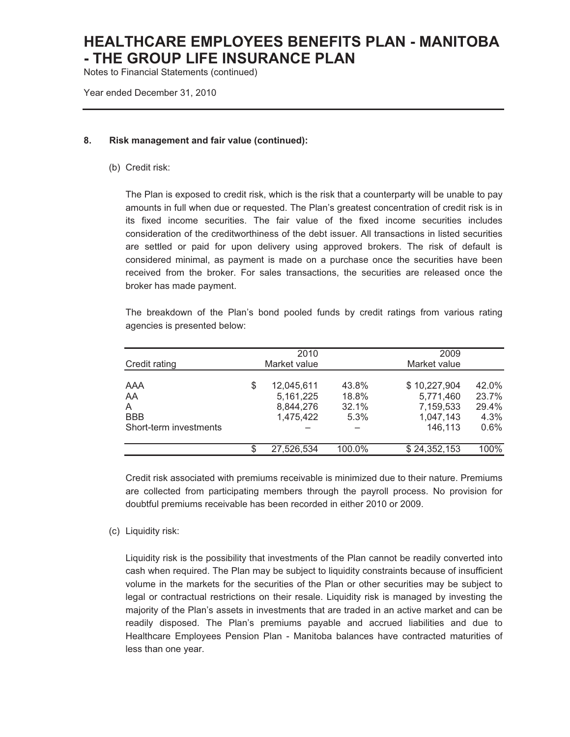# HEALTHCARE EMPLOYEES BENEFITS PLAN - MANITOBA - THE GROUP LIFE INSURANCE PLAN

Notes to Financial Statements (continued)

Year ended December 31, 2010

**8. Risk management and fair value (continued):**

(b) Credit risk:

The Plan is exposed to credit risk, which is the risk that a counterparty will be unable to pay amounts in full when due or requested. The Plan's greatest concentration of credit risk is in its fixed income securities. The fair value of the fixed income securities includes consideration of the creditworthiness of the debt issuer. All transactions in listed securities are settled or paid for upon delivery using approved brokers. The risk of default is considered minimal, as payment is made on a purchase once the securities have been received from the broker. For sales transactions, the securities are released once the broker has made payment.

The breakdown of the Plan's bond pooled funds by credit ratings from various rating agencies is presented below:

| Credit rating | 2010 Market value | | 2009 Market value | |
|---|---|---|---|---|
| AAA | $ 12,045,611 | 43.8% | $ 10,227,904 | 42.0% |
| AA | 5,161,225 | 18.8% | 5,771,460 | 23.7% |
| A | 8,844,276 | 32.1% | 7,159,533 | 29.4% |
| BBB | 1,475,422 | 5.3% | 1,047,143 | 4.3% |
| Short-term investments | – | – | 146,113 | 0.6% |
| | $ 27,526,534 | 100.0% | $ 24,352,153 | 100% |

Credit risk associated with premiums receivable is minimized due to their nature. Premiums are collected from participating members through the payroll process. No provision for doubtful premiums receivable has been recorded in either 2010 or 2009.

(c) Liquidity risk:

Liquidity risk is the possibility that investments of the Plan cannot be readily converted into cash when required. The Plan may be subject to liquidity constraints because of insufficient volume in the markets for the securities of the Plan or other securities may be subject to legal or contractual restrictions on their resale. Liquidity risk is managed by investing the majority of the Plan's assets in investments that are traded in an active market and can be readily disposed. The Plan's premiums payable and accrued liabilities and due to Healthcare Employees Pension Plan - Manitoba balances have contracted maturities of less than one year.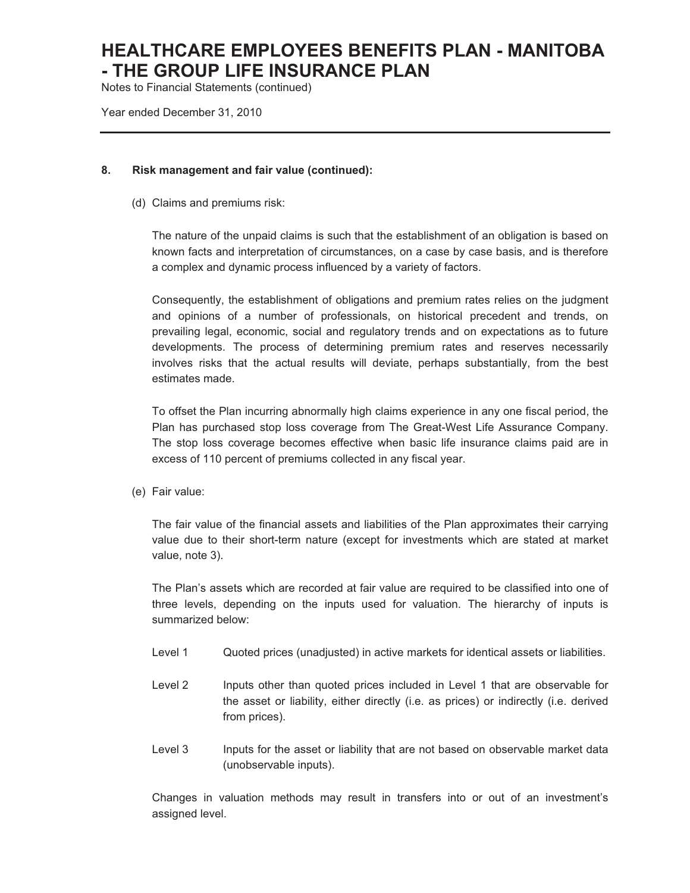# HEALTHCARE EMPLOYEES BENEFITS PLAN - MANITOBA - THE GROUP LIFE INSURANCE PLAN

Notes to Financial Statements (continued)

Year ended December 31, 2010

---

## 8. Risk management and fair value (continued):

(d) Claims and premiums risk:

The nature of the unpaid claims is such that the establishment of an obligation is based on known facts and interpretation of circumstances, on a case by case basis, and is therefore a complex and dynamic process influenced by a variety of factors.

Consequently, the establishment of obligations and premium rates relies on the judgment and opinions of a number of professionals, on historical precedent and trends, on prevailing legal, economic, social and regulatory trends and on expectations as to future developments. The process of determining premium rates and reserves necessarily involves risks that the actual results will deviate, perhaps substantially, from the best estimates made.

To offset the Plan incurring abnormally high claims experience in any one fiscal period, the Plan has purchased stop loss coverage from The Great-West Life Assurance Company. The stop loss coverage becomes effective when basic life insurance claims paid are in excess of 110 percent of premiums collected in any fiscal year.

(e) Fair value:

The fair value of the financial assets and liabilities of the Plan approximates their carrying value due to their short-term nature (except for investments which are stated at market value, note 3).

The Plan's assets which are recorded at fair value are required to be classified into one of three levels, depending on the inputs used for valuation. The hierarchy of inputs is summarized below:

| | |
|---|---|
| Level 1 | Quoted prices (unadjusted) in active markets for identical assets or liabilities. |
| Level 2 | Inputs other than quoted prices included in Level 1 that are observable for the asset or liability, either directly (i.e. as prices) or indirectly (i.e. derived from prices). |
| Level 3 | Inputs for the asset or liability that are not based on observable market data (unobservable inputs). |

Changes in valuation methods may result in transfers into or out of an investment's assigned level.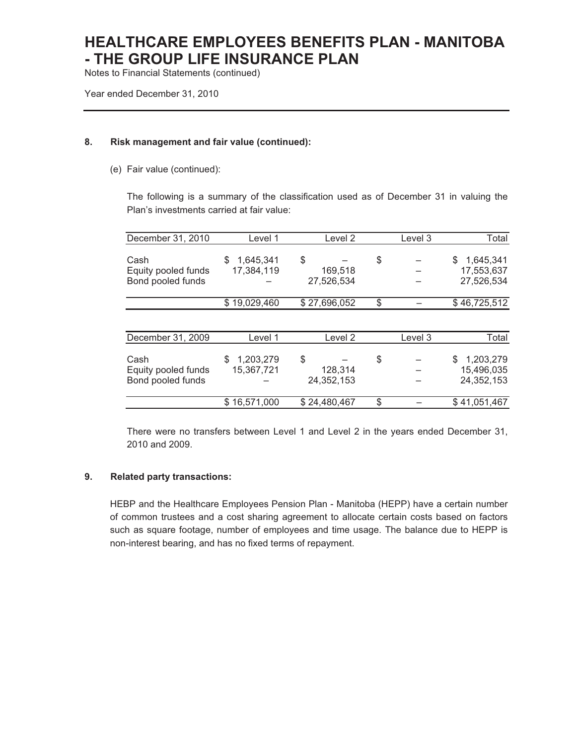# HEALTHCARE EMPLOYEES BENEFITS PLAN - MANITOBA - THE GROUP LIFE INSURANCE PLAN

Notes to Financial Statements (continued)

Year ended December 31, 2010

## 8. Risk management and fair value (continued):

(e) Fair value (continued):

The following is a summary of the classification used as of December 31 in valuing the Plan's investments carried at fair value:

| December 31, 2010 | Level 1 | Level 2 | Level 3 | Total |
|---|---|---|---|---|
| Cash | $ 1,645,341 | $ – | $ – | $ 1,645,341 |
| Equity pooled funds | 17,384,119 | 169,518 | – | 17,553,637 |
| Bond pooled funds | – | 27,526,534 | – | 27,526,534 |
| | $ 19,029,460 | $ 27,696,052 | $ – | $ 46,725,512 |

| December 31, 2009 | Level 1 | Level 2 | Level 3 | Total |
|---|---|---|---|---|
| Cash | $ 1,203,279 | $ – | $ – | $ 1,203,279 |
| Equity pooled funds | 15,367,721 | 128,314 | – | 15,496,035 |
| Bond pooled funds | – | 24,352,153 | – | 24,352,153 |
| | $ 16,571,000 | $ 24,480,467 | $ – | $ 41,051,467 |

There were no transfers between Level 1 and Level 2 in the years ended December 31, 2010 and 2009.

## 9. Related party transactions:

HEBP and the Healthcare Employees Pension Plan - Manitoba (HEPP) have a certain number of common trustees and a cost sharing agreement to allocate certain costs based on factors such as square footage, number of employees and time usage. The balance due to HEPP is non-interest bearing, and has no fixed terms of repayment.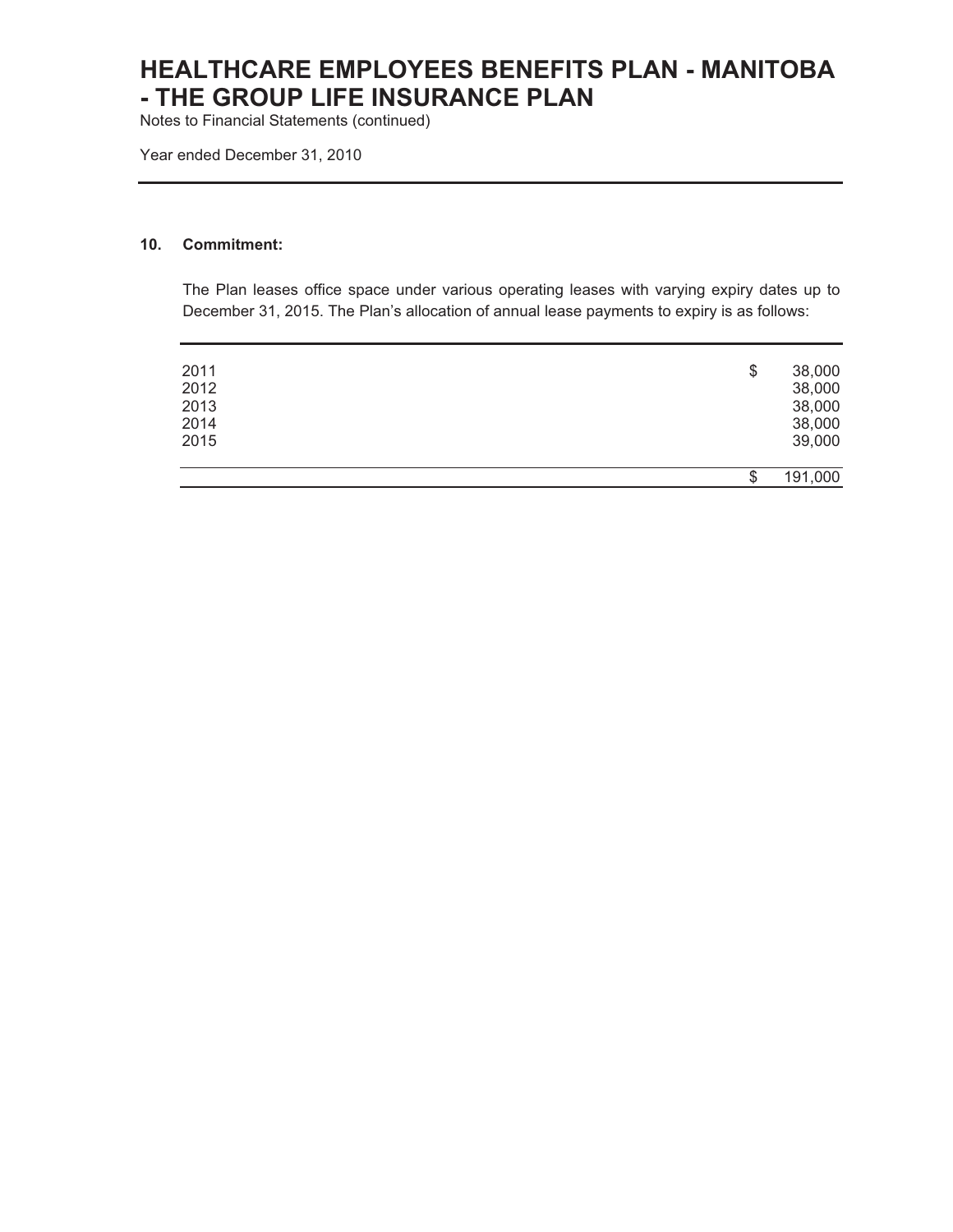# HEALTHCARE EMPLOYEES BENEFITS PLAN - MANITOBA - THE GROUP LIFE INSURANCE PLAN

Notes to Financial Statements (continued)

Year ended December 31, 2010

## 10. Commitment:

The Plan leases office space under various operating leases with varying expiry dates up to December 31, 2015. The Plan's allocation of annual lease payments to expiry is as follows:

| | |
|---|---|
| 2011 | $ 38,000 |
| 2012 | 38,000 |
| 2013 | 38,000 |
| 2014 | 38,000 |
| 2015 | 39,000 |
| | $ 191,000 |